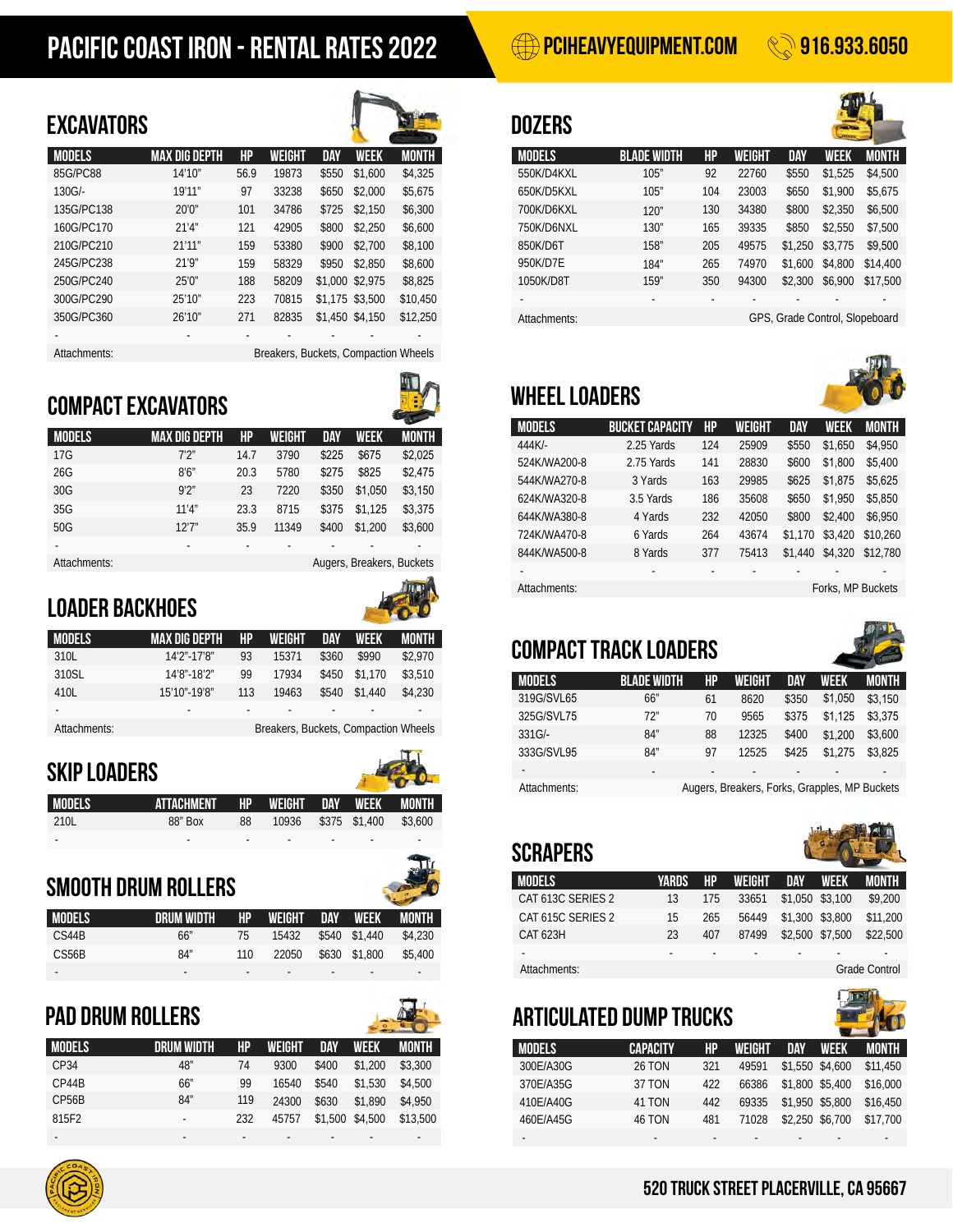# PACIFIC COAST IRON - RENTAL RATES 2022

PCIHEAVYEQUIPMENT.COM

916.933.6050

## EXCAVATORS

| MODELS | MAX DIG DEPTH | HP | WEIGHT | DAY | WEEK | MONTH |
|---|---|---|---|---|---|---|
| 85G/PC88 | 14'10" | 56.9 | 19873 | $550 | $1,600 | $4,325 |
| 130G/- | 19'11" | 97 | 33238 | $650 | $2,000 | $5,675 |
| 135G/PC138 | 20'0" | 101 | 34786 | $725 | $2,150 | $6,300 |
| 160G/PC170 | 21'4" | 121 | 42905 | $800 | $2,250 | $6,600 |
| 210G/PC210 | 21'11" | 159 | 53380 | $900 | $2,700 | $8,100 |
| 245G/PC238 | 21'9" | 159 | 58329 | $950 | $2,850 | $8,600 |
| 250G/PC240 | 25'0" | 188 | 58209 | $1,000 | $2,975 | $8,825 |
| 300G/PC290 | 25'10" | 223 | 70815 | $1,175 | $3,500 | $10,450 |
| 350G/PC360 | 26'10" | 271 | 82835 | $1,450 | $4,150 | $12,250 |
| - | - | - | - | - | - | - |

Attachments: Breakers, Buckets, Compaction Wheels

## COMPACT EXCAVATORS

| MODELS | MAX DIG DEPTH | HP | WEIGHT | DAY | WEEK | MONTH |
|---|---|---|---|---|---|---|
| 17G | 7'2" | 14.7 | 3790 | $225 | $675 | $2,025 |
| 26G | 8'6" | 20.3 | 5780 | $275 | $825 | $2,475 |
| 30G | 9'2" | 23 | 7220 | $350 | $1,050 | $3,150 |
| 35G | 11'4" | 23.3 | 8715 | $375 | $1,125 | $3,375 |
| 50G | 12'7" | 35.9 | 11349 | $400 | $1,200 | $3,600 |
| - | - | - | - | - | - | - |

Attachments: Augers, Breakers, Buckets

## LOADER BACKHOES

| MODELS | MAX DIG DEPTH | HP | WEIGHT | DAY | WEEK | MONTH |
|---|---|---|---|---|---|---|
| 310L | 14'2"-17'8" | 93 | 15371 | $360 | $990 | $2,970 |
| 310SL | 14'8"-18'2" | 99 | 17934 | $450 | $1,170 | $3,510 |
| 410L | 15'10"-19'8" | 113 | 19463 | $540 | $1,440 | $4,230 |
| - | - | - | - | - | - | - |

Attachments: Breakers, Buckets, Compaction Wheels

## SKIP LOADERS

| MODELS | ATTACHMENT | HP | WEIGHT | DAY | WEEK | MONTH |
|---|---|---|---|---|---|---|
| 210L | 88" Box | 88 | 10936 | $375 | $1,400 | $3,600 |
| - | - | - | - | - | - | - |

## SMOOTH DRUM ROLLERS

| MODELS | DRUM WIDTH | HP | WEIGHT | DAY | WEEK | MONTH |
|---|---|---|---|---|---|---|
| CS44B | 66" | 75 | 15432 | $540 | $1,440 | $4,230 |
| CS56B | 84" | 110 | 22050 | $630 | $1,800 | $5,400 |
| - | - | - | - | - | - | - |

## PAD DRUM ROLLERS

| MODELS | DRUM WIDTH | HP | WEIGHT | DAY | WEEK | MONTH |
|---|---|---|---|---|---|---|
| CP34 | 48" | 74 | 9300 | $400 | $1,200 | $3,300 |
| CP44B | 66" | 99 | 16540 | $540 | $1,530 | $4,500 |
| CP56B | 84" | 119 | 24300 | $630 | $1,890 | $4,950 |
| 815F2 | - | 232 | 45757 | $1,500 | $4,500 | $13,500 |
| - | - | - | - | - | - | - |

## DOZERS

| MODELS | BLADE WIDTH | HP | WEIGHT | DAY | WEEK | MONTH |
|---|---|---|---|---|---|---|
| 550K/D4KXL | 105" | 92 | 22760 | $550 | $1,525 | $4,500 |
| 650K/D5KXL | 105" | 104 | 23003 | $650 | $1,900 | $5,675 |
| 700K/D6KXL | 120" | 130 | 34380 | $800 | $2,350 | $6,500 |
| 750K/D6NXL | 130" | 165 | 39335 | $850 | $2,550 | $7,500 |
| 850K/D6T | 158" | 205 | 49575 | $1,250 | $3,775 | $9,500 |
| 950K/D7E | 184" | 265 | 74970 | $1,600 | $4,800 | $14,400 |
| 1050K/D8T | 159" | 350 | 94300 | $2,300 | $6,900 | $17,500 |
| - | - | - | - | - | - | - |

Attachments: GPS, Grade Control, Slopeboard

## WHEEL LOADERS

| MODELS | BUCKET CAPACITY | HP | WEIGHT | DAY | WEEK | MONTH |
|---|---|---|---|---|---|---|
| 444K/- | 2.25 Yards | 124 | 25909 | $550 | $1,650 | $4,950 |
| 524K/WA200-8 | 2.75 Yards | 141 | 28830 | $600 | $1,800 | $5,400 |
| 544K/WA270-8 | 3 Yards | 163 | 29985 | $625 | $1,875 | $5,625 |
| 624K/WA320-8 | 3.5 Yards | 186 | 35608 | $650 | $1,950 | $5,850 |
| 644K/WA380-8 | 4 Yards | 232 | 42050 | $800 | $2,400 | $6,950 |
| 724K/WA470-8 | 6 Yards | 264 | 43674 | $1,170 | $3,420 | $10,260 |
| 844K/WA500-8 | 8 Yards | 377 | 75413 | $1,440 | $4,320 | $12,780 |
| - | - | - | - | - | - | - |

Attachments: Forks, MP Buckets

## COMPACT TRACK LOADERS

| MODELS | BLADE WIDTH | HP | WEIGHT | DAY | WEEK | MONTH |
|---|---|---|---|---|---|---|
| 319G/SVL65 | 66" | 61 | 8620 | $350 | $1,050 | $3,150 |
| 325G/SVL75 | 72" | 70 | 9565 | $375 | $1,125 | $3,375 |
| 331G/- | 84" | 88 | 12325 | $400 | $1,200 | $3,600 |
| 333G/SVL95 | 84" | 97 | 12525 | $425 | $1,275 | $3,825 |
| - | - | - | - | - | - | - |

Attachments: Augers, Breakers, Forks, Grapples, MP Buckets

## SCRAPERS

| MODELS | YARDS | HP | WEIGHT | DAY | WEEK | MONTH |
|---|---|---|---|---|---|---|
| CAT 613C SERIES 2 | 13 | 175 | 33651 | $1,050 | $3,100 | $9,200 |
| CAT 615C SERIES 2 | 15 | 265 | 56449 | $1,300 | $3,800 | $11,200 |
| CAT 623H | 23 | 407 | 87499 | $2,500 | $7,500 | $22,500 |
| - | - | - | - | - | - | - |

Attachments: Grade Control

## ARTICULATED DUMP TRUCKS

| MODELS | CAPACITY | HP | WEIGHT | DAY | WEEK | MONTH |
|---|---|---|---|---|---|---|
| 300E/A30G | 26 TON | 321 | 49591 | $1,550 | $4,600 | $11,450 |
| 370E/A35G | 37 TON | 422 | 66386 | $1,800 | $5,400 | $16,000 |
| 410E/A40G | 41 TON | 442 | 69335 | $1,950 | $5,800 | $16,450 |
| 460E/A45G | 46 TON | 481 | 71028 | $2,250 | $6,700 | $17,700 |
| - | - | - | - | - | - | - |

520 TRUCK STREET PLACERVILLE, CA 95667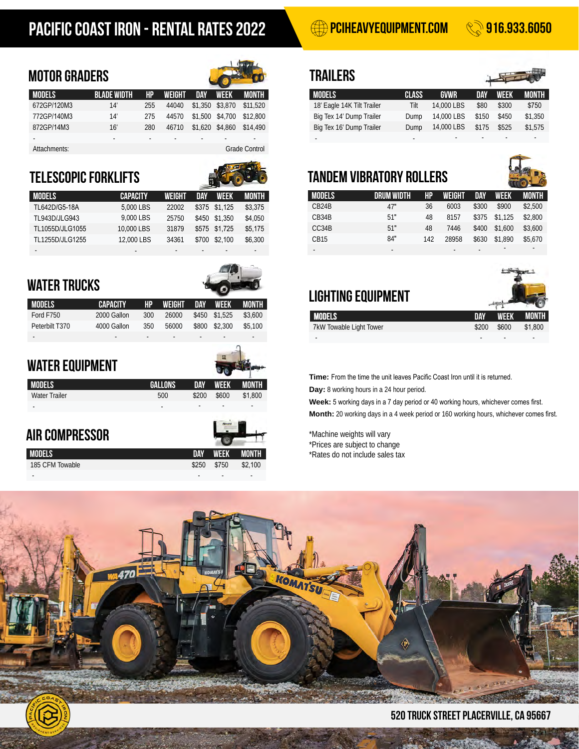# PACIFIC COAST IRON - RENTAL RATES 2022

PCIHEAVYEQUIPMENT.COM 916.933.6050

## MOTOR GRADERS

| MODELS | BLADE WIDTH | HP | WEIGHT | DAY | WEEK | MONTH |
|---|---|---|---|---|---|---|
| 672GP/120M3 | 14' | 255 | 44040 | $1,350 | $3,870 | $11,520 |
| 772GP/140M3 | 14' | 275 | 44570 | $1,500 | $4,700 | $12,800 |
| 872GP/14M3 | 16' | 280 | 46710 | $1,620 | $4,860 | $14,490 |
| - | - | - | - | - | - | - |
| Attachments: | | | | | | Grade Control |

## TELESCOPIC FORKLIFTS

| MODELS | CAPACITY | WEIGHT | DAY | WEEK | MONTH |
|---|---|---|---|---|---|
| TL642D/G5-18A | 5,000 LBS | 22002 | $375 | $1,125 | $3,375 |
| TL943D/JLG943 | 9,000 LBS | 25750 | $450 | $1,350 | $4,050 |
| TL1055D/JLG1055 | 10,000 LBS | 31879 | $575 | $1,725 | $5,175 |
| TL1255D/JLG1255 | 12,000 LBS | 34361 | $700 | $2,100 | $6,300 |
| - | - | - | - | - | - |

## WATER TRUCKS

| MODELS | CAPACITY | HP | WEIGHT | DAY | WEEK | MONTH |
|---|---|---|---|---|---|---|
| Ford F750 | 2000 Gallon | 300 | 26000 | $450 | $1,525 | $3,600 |
| Peterbilt T370 | 4000 Gallon | 350 | 56000 | $800 | $2,300 | $5,100 |
| - | - | - | - | - | - | - |

## WATER EQUIPMENT

| MODELS | GALLONS | DAY | WEEK | MONTH |
|---|---|---|---|---|
| Water Trailer | 500 | $200 | $600 | $1,800 |
| - | - | - | - | - |

## AIR COMPRESSOR

| MODELS | DAY | WEEK | MONTH |
|---|---|---|---|
| 185 CFM Towable | $250 | $750 | $2,100 |
| - | - | - | - |

## TRAILERS

| MODELS | CLASS | GVWR | DAY | WEEK | MONTH |
|---|---|---|---|---|---|
| 18' Eagle 14K Tilt Trailer | Tilt | 14,000 LBS | $80 | $300 | $750 |
| Big Tex 14' Dump Trailer | Dump | 14,000 LBS | $150 | $450 | $1,350 |
| Big Tex 16' Dump Trailer | Dump | 14,000 LBS | $175 | $525 | $1,575 |
| - | - | - | - | - | - |

## TANDEM VIBRATORY ROLLERS

| MODELS | DRUM WIDTH | HP | WEIGHT | DAY | WEEK | MONTH |
|---|---|---|---|---|---|---|
| CB24B | 47" | 36 | 6003 | $300 | $900 | $2,500 |
| CB34B | 51" | 48 | 8157 | $375 | $1,125 | $2,800 |
| CC34B | 51" | 48 | 7446 | $400 | $1,600 | $3,600 |
| CB15 | 84" | 142 | 28958 | $630 | $1,890 | $5,670 |
| - | - | | - | - | - | - |

## LIGHTING EQUIPMENT

| MODELS | DAY | WEEK | MONTH |
|---|---|---|---|
| 7kW Towable Light Tower | $200 | $600 | $1,800 |
| - | - | - | - |

**Time:** From the time the unit leaves Pacific Coast Iron until it is returned.

**Day:** 8 working hours in a 24 hour period.

**Week:** 5 working days in a 7 day period or 40 working hours, whichever comes first.

**Month:** 20 working days in a 4 week period or 160 working hours, whichever comes first.

*Machine weights will vary
*Prices are subject to change
*Rates do not include sales tax

520 TRUCK STREET PLACERVILLE, CA 95667